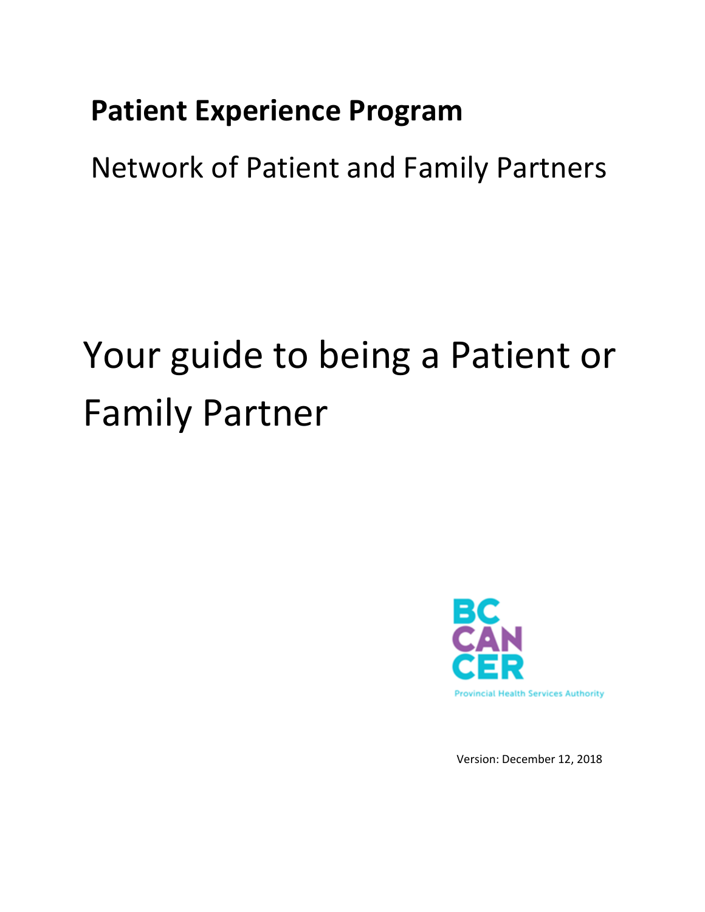**Patient Experience Program**

Network of Patient and Family Partners

# Your guide to being a Patient or Family Partner

BC CANCER

Provincial Health Services Authority

Version: December 12, 2018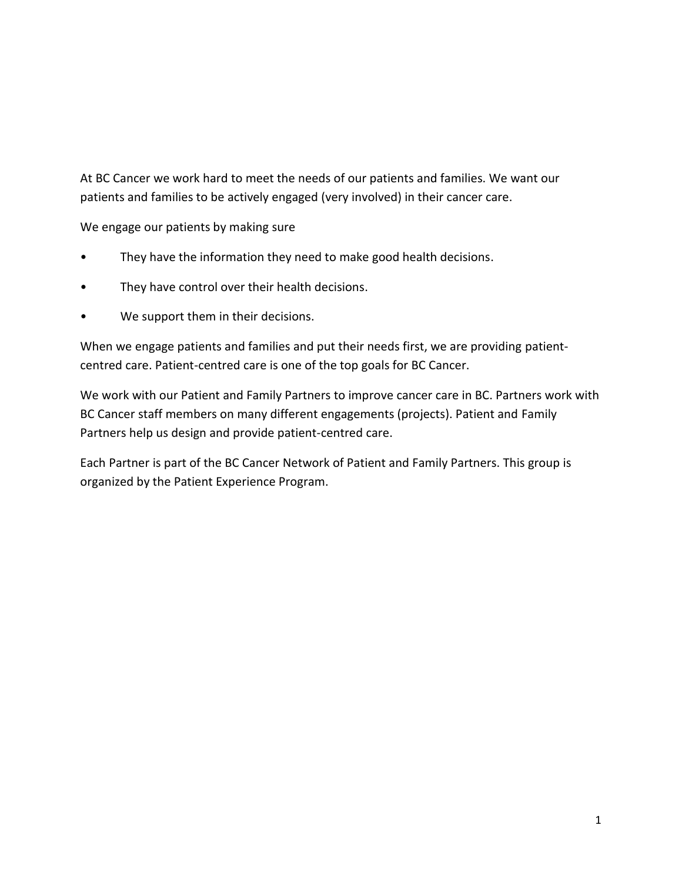At BC Cancer we work hard to meet the needs of our patients and families. We want our patients and families to be actively engaged (very involved) in their cancer care.

We engage our patients by making sure

- They have the information they need to make good health decisions.
- They have control over their health decisions.
- We support them in their decisions.

When we engage patients and families and put their needs first, we are providing patient-centred care. Patient-centred care is one of the top goals for BC Cancer.

We work with our Patient and Family Partners to improve cancer care in BC. Partners work with BC Cancer staff members on many different engagements (projects). Patient and Family Partners help us design and provide patient-centred care.

Each Partner is part of the BC Cancer Network of Patient and Family Partners. This group is organized by the Patient Experience Program.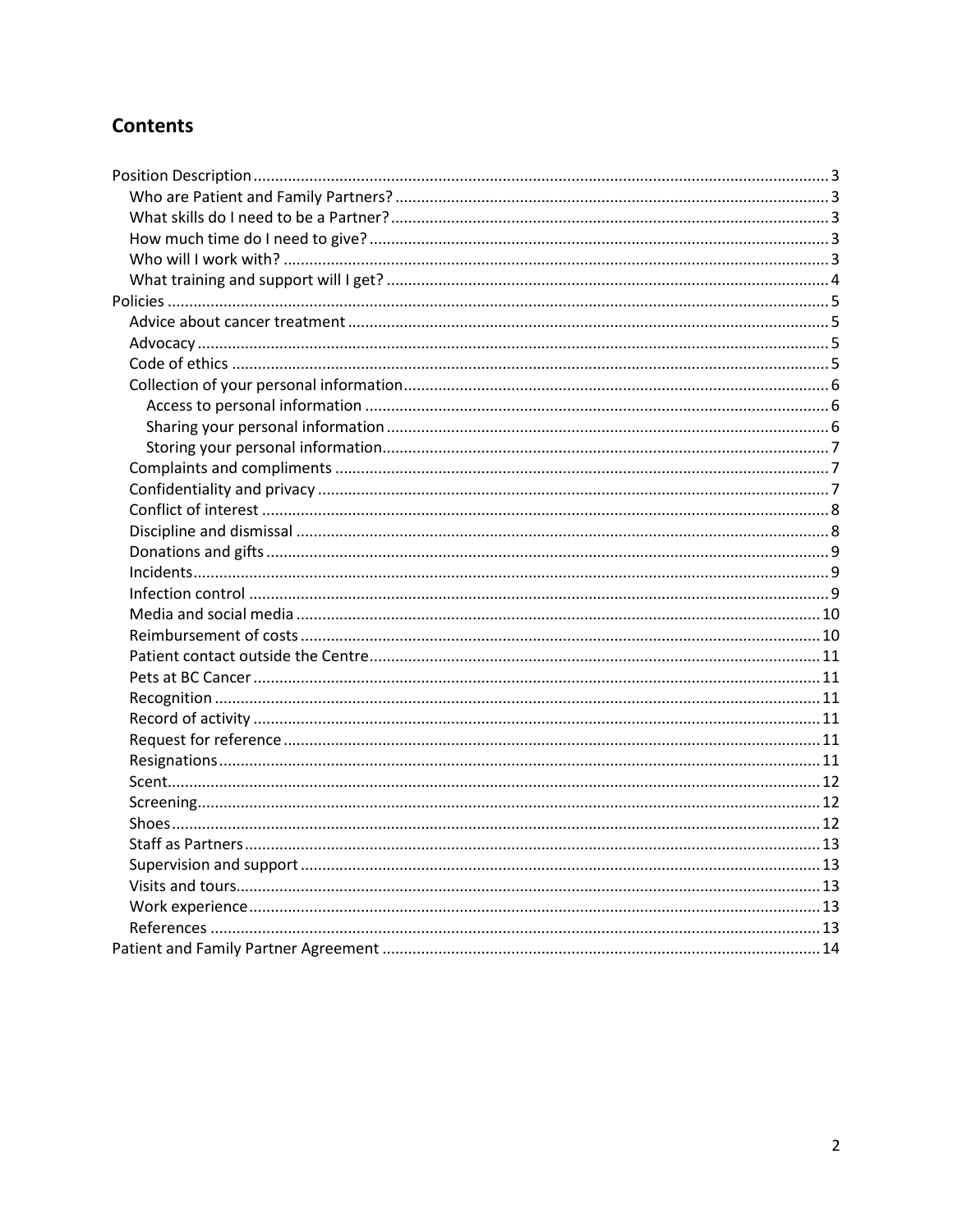## Contents

- Position Description ..... 3
  - Who are Patient and Family Partners? ..... 3
  - What skills do I need to be a Partner? ..... 3
  - How much time do I need to give? ..... 3
  - Who will I work with? ..... 3
  - What training and support will I get? ..... 4
- Policies ..... 5
  - Advice about cancer treatment ..... 5
  - Advocacy ..... 5
  - Code of ethics ..... 5
  - Collection of your personal information ..... 6
    - Access to personal information ..... 6
    - Sharing your personal information ..... 6
    - Storing your personal information ..... 7
  - Complaints and compliments ..... 7
  - Confidentiality and privacy ..... 7
  - Conflict of interest ..... 8
  - Discipline and dismissal ..... 8
  - Donations and gifts ..... 9
  - Incidents ..... 9
  - Infection control ..... 9
  - Media and social media ..... 10
  - Reimbursement of costs ..... 10
  - Patient contact outside the Centre ..... 11
  - Pets at BC Cancer ..... 11
  - Recognition ..... 11
  - Record of activity ..... 11
  - Request for reference ..... 11
  - Resignations ..... 11
  - Scent ..... 12
  - Screening ..... 12
  - Shoes ..... 12
  - Staff as Partners ..... 13
  - Supervision and support ..... 13
  - Visits and tours ..... 13
  - Work experience ..... 13
  - References ..... 13
- Patient and Family Partner Agreement ..... 14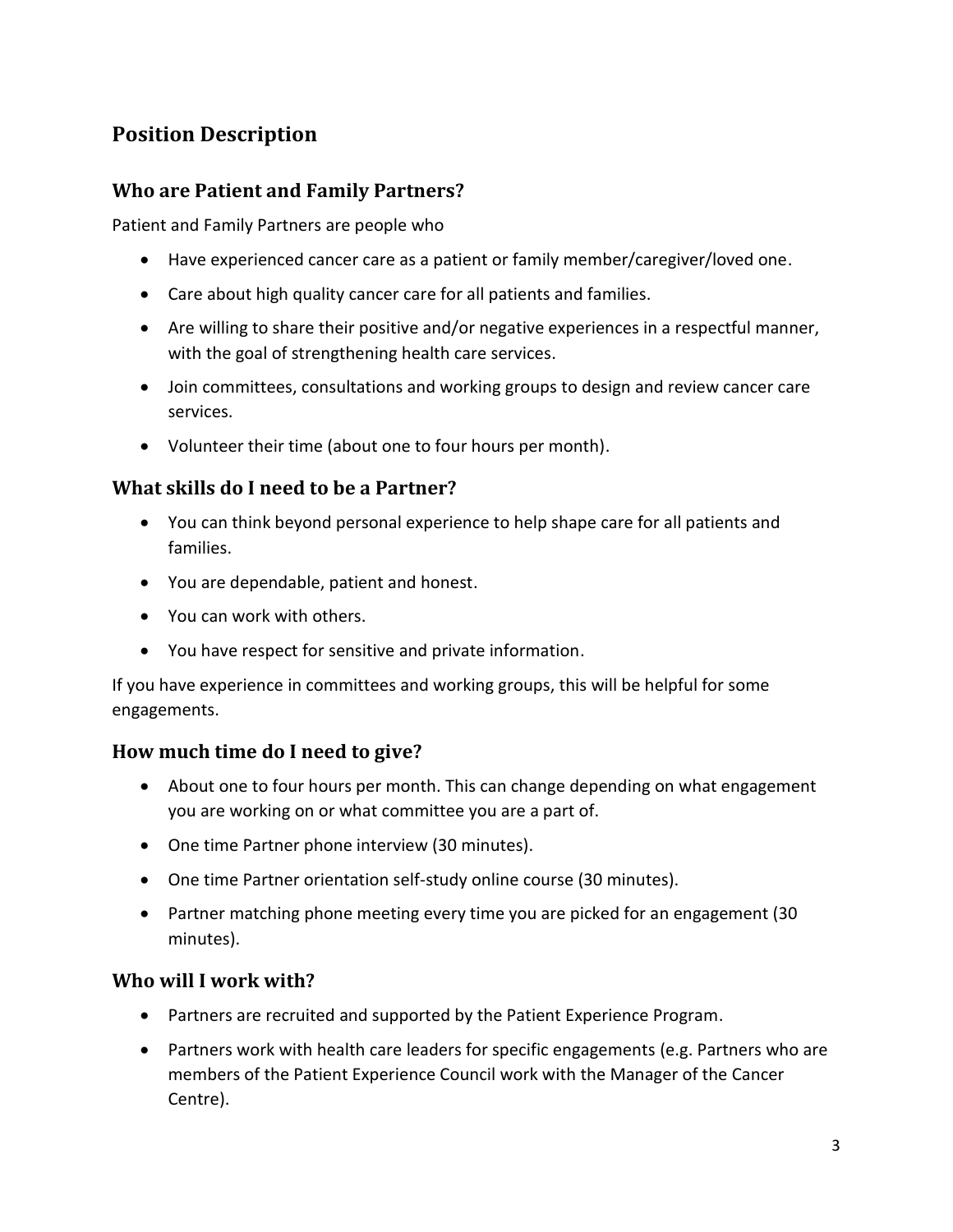# Position Description

## Who are Patient and Family Partners?

Patient and Family Partners are people who

- Have experienced cancer care as a patient or family member/caregiver/loved one.
- Care about high quality cancer care for all patients and families.
- Are willing to share their positive and/or negative experiences in a respectful manner, with the goal of strengthening health care services.
- Join committees, consultations and working groups to design and review cancer care services.
- Volunteer their time (about one to four hours per month).

## What skills do I need to be a Partner?

- You can think beyond personal experience to help shape care for all patients and families.
- You are dependable, patient and honest.
- You can work with others.
- You have respect for sensitive and private information.

If you have experience in committees and working groups, this will be helpful for some engagements.

## How much time do I need to give?

- About one to four hours per month. This can change depending on what engagement you are working on or what committee you are a part of.
- One time Partner phone interview (30 minutes).
- One time Partner orientation self-study online course (30 minutes).
- Partner matching phone meeting every time you are picked for an engagement (30 minutes).

## Who will I work with?

- Partners are recruited and supported by the Patient Experience Program.
- Partners work with health care leaders for specific engagements (e.g. Partners who are members of the Patient Experience Council work with the Manager of the Cancer Centre).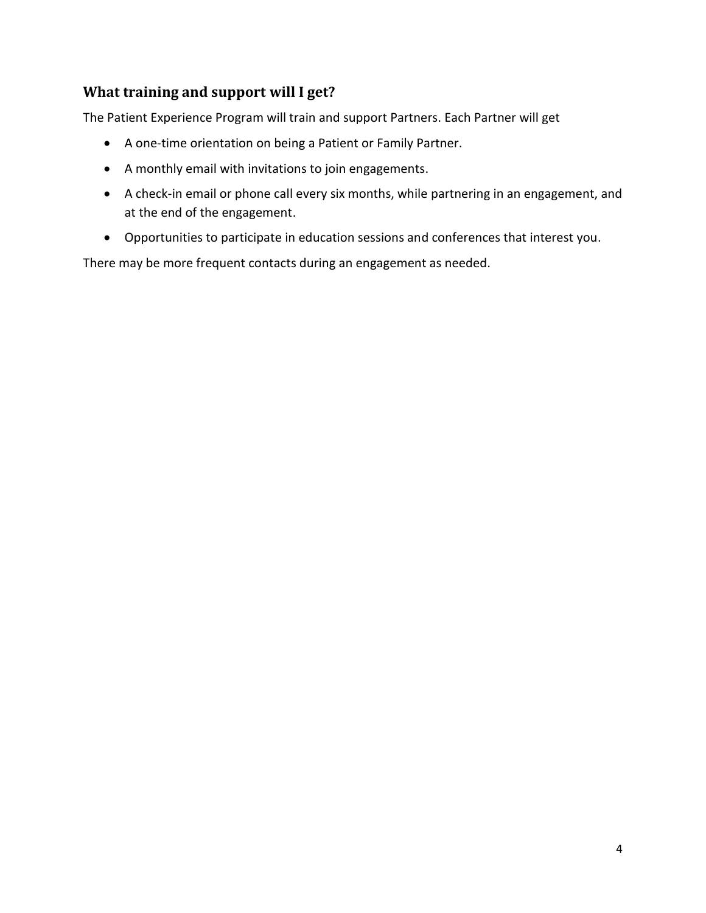## What training and support will I get?

The Patient Experience Program will train and support Partners. Each Partner will get

- A one-time orientation on being a Patient or Family Partner.
- A monthly email with invitations to join engagements.
- A check-in email or phone call every six months, while partnering in an engagement, and at the end of the engagement.
- Opportunities to participate in education sessions and conferences that interest you.

There may be more frequent contacts during an engagement as needed.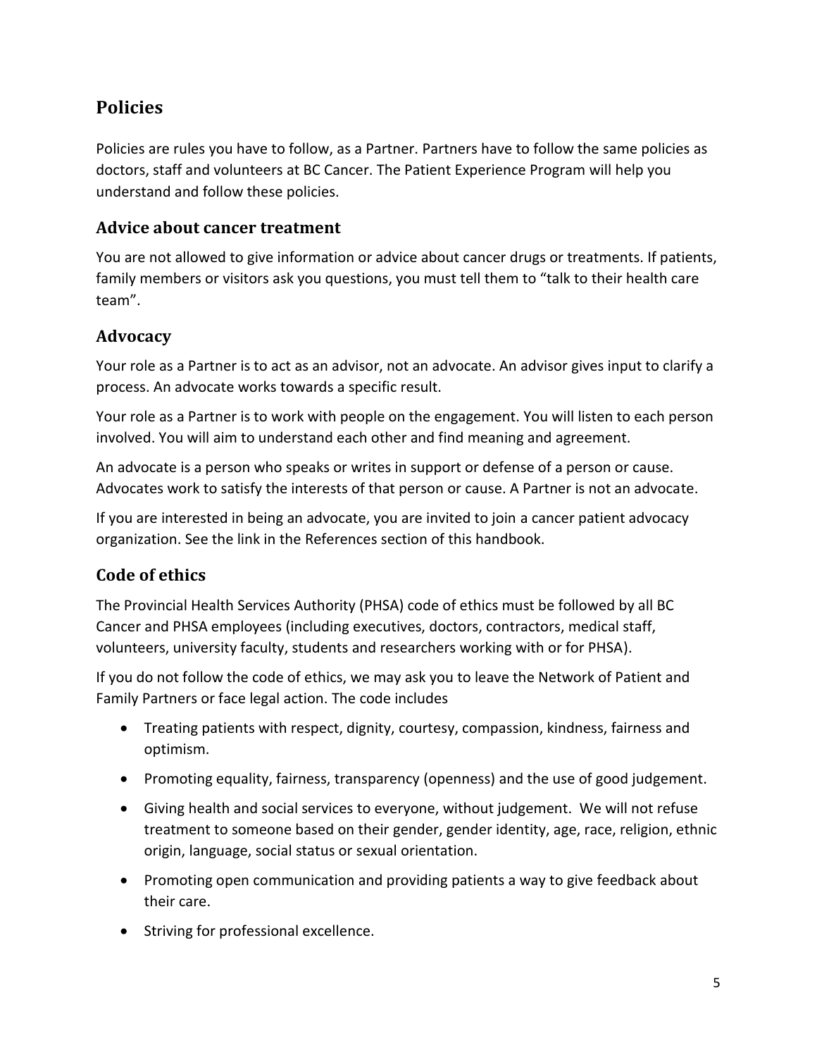## Policies

Policies are rules you have to follow, as a Partner. Partners have to follow the same policies as doctors, staff and volunteers at BC Cancer. The Patient Experience Program will help you understand and follow these policies.

### Advice about cancer treatment

You are not allowed to give information or advice about cancer drugs or treatments. If patients, family members or visitors ask you questions, you must tell them to "talk to their health care team".

### Advocacy

Your role as a Partner is to act as an advisor, not an advocate. An advisor gives input to clarify a process. An advocate works towards a specific result.

Your role as a Partner is to work with people on the engagement. You will listen to each person involved. You will aim to understand each other and find meaning and agreement.

An advocate is a person who speaks or writes in support or defense of a person or cause. Advocates work to satisfy the interests of that person or cause. A Partner is not an advocate.

If you are interested in being an advocate, you are invited to join a cancer patient advocacy organization. See the link in the References section of this handbook.

### Code of ethics

The Provincial Health Services Authority (PHSA) code of ethics must be followed by all BC Cancer and PHSA employees (including executives, doctors, contractors, medical staff, volunteers, university faculty, students and researchers working with or for PHSA).

If you do not follow the code of ethics, we may ask you to leave the Network of Patient and Family Partners or face legal action. The code includes

- Treating patients with respect, dignity, courtesy, compassion, kindness, fairness and optimism.
- Promoting equality, fairness, transparency (openness) and the use of good judgement.
- Giving health and social services to everyone, without judgement. We will not refuse treatment to someone based on their gender, gender identity, age, race, religion, ethnic origin, language, social status or sexual orientation.
- Promoting open communication and providing patients a way to give feedback about their care.
- Striving for professional excellence.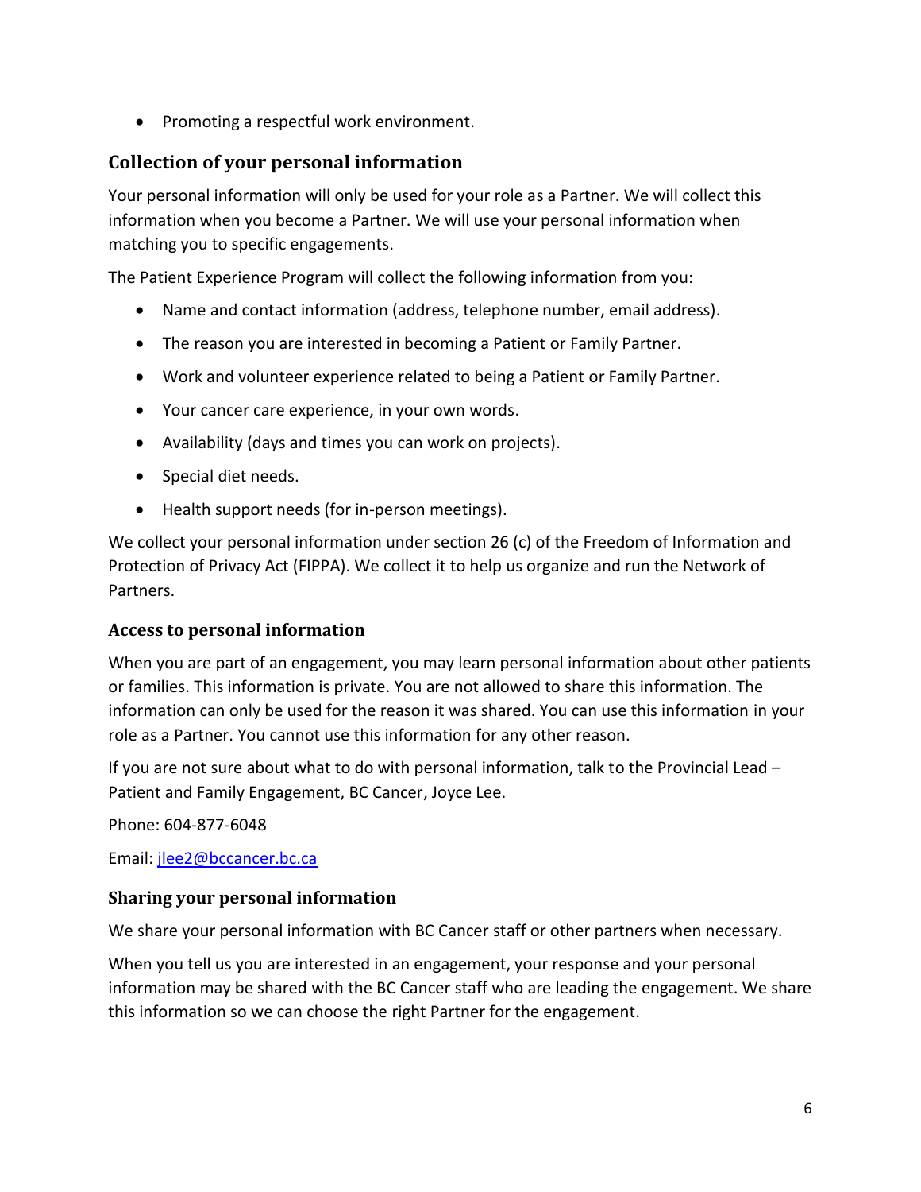- Promoting a respectful work environment.

## Collection of your personal information

Your personal information will only be used for your role as a Partner. We will collect this information when you become a Partner. We will use your personal information when matching you to specific engagements.

The Patient Experience Program will collect the following information from you:

- Name and contact information (address, telephone number, email address).
- The reason you are interested in becoming a Patient or Family Partner.
- Work and volunteer experience related to being a Patient or Family Partner.
- Your cancer care experience, in your own words.
- Availability (days and times you can work on projects).
- Special diet needs.
- Health support needs (for in-person meetings).

We collect your personal information under section 26 (c) of the Freedom of Information and Protection of Privacy Act (FIPPA). We collect it to help us organize and run the Network of Partners.

### Access to personal information

When you are part of an engagement, you may learn personal information about other patients or families. This information is private. You are not allowed to share this information. The information can only be used for the reason it was shared. You can use this information in your role as a Partner. You cannot use this information for any other reason.

If you are not sure about what to do with personal information, talk to the Provincial Lead – Patient and Family Engagement, BC Cancer, Joyce Lee.

Phone: 604-877-6048

Email: [jlee2@bccancer.bc.ca](mailto:jlee2@bccancer.bc.ca)

### Sharing your personal information

We share your personal information with BC Cancer staff or other partners when necessary.

When you tell us you are interested in an engagement, your response and your personal information may be shared with the BC Cancer staff who are leading the engagement. We share this information so we can choose the right Partner for the engagement.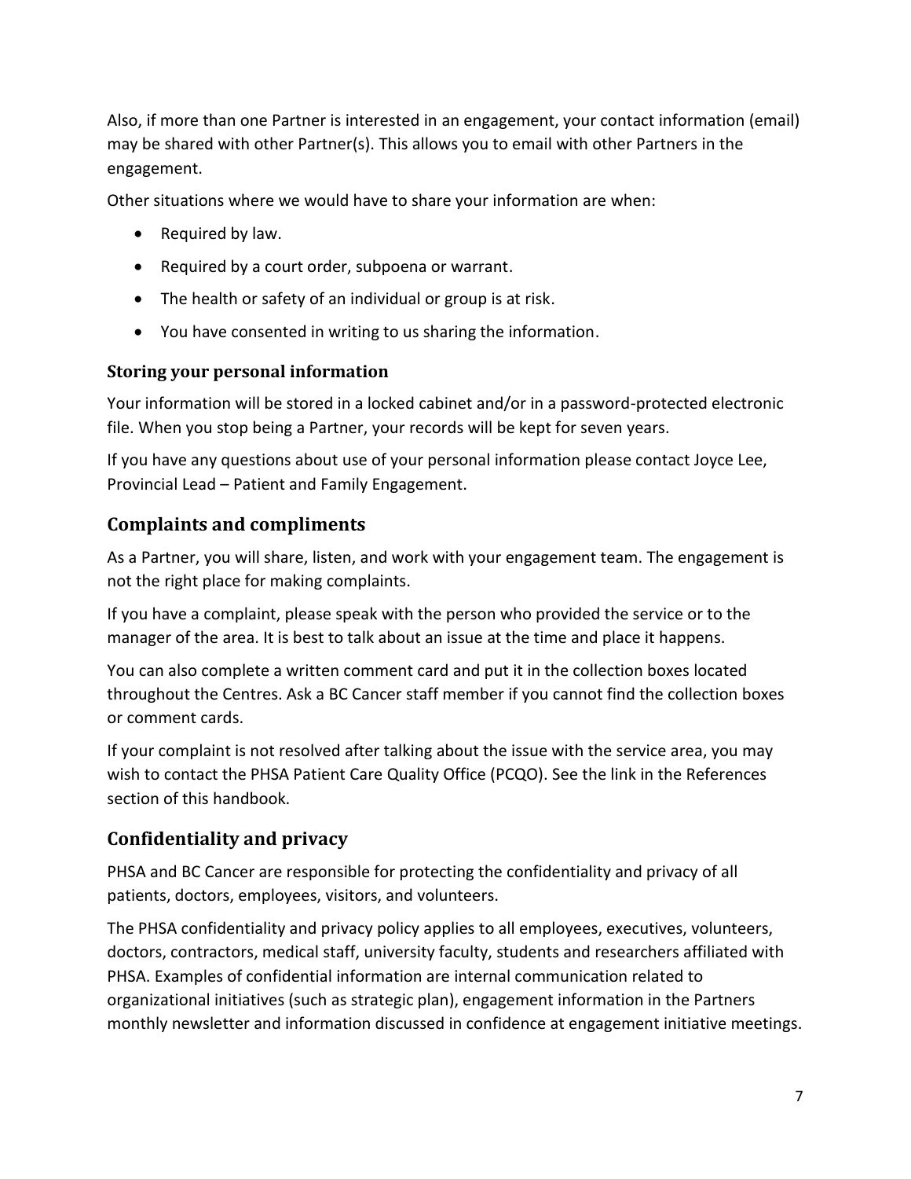Also, if more than one Partner is interested in an engagement, your contact information (email) may be shared with other Partner(s). This allows you to email with other Partners in the engagement.

Other situations where we would have to share your information are when:

- Required by law.
- Required by a court order, subpoena or warrant.
- The health or safety of an individual or group is at risk.
- You have consented in writing to us sharing the information.

### Storing your personal information

Your information will be stored in a locked cabinet and/or in a password-protected electronic file. When you stop being a Partner, your records will be kept for seven years.

If you have any questions about use of your personal information please contact Joyce Lee, Provincial Lead – Patient and Family Engagement.

## Complaints and compliments

As a Partner, you will share, listen, and work with your engagement team. The engagement is not the right place for making complaints.

If you have a complaint, please speak with the person who provided the service or to the manager of the area. It is best to talk about an issue at the time and place it happens.

You can also complete a written comment card and put it in the collection boxes located throughout the Centres. Ask a BC Cancer staff member if you cannot find the collection boxes or comment cards.

If your complaint is not resolved after talking about the issue with the service area, you may wish to contact the PHSA Patient Care Quality Office (PCQO). See the link in the References section of this handbook.

## Confidentiality and privacy

PHSA and BC Cancer are responsible for protecting the confidentiality and privacy of all patients, doctors, employees, visitors, and volunteers.

The PHSA confidentiality and privacy policy applies to all employees, executives, volunteers, doctors, contractors, medical staff, university faculty, students and researchers affiliated with PHSA. Examples of confidential information are internal communication related to organizational initiatives (such as strategic plan), engagement information in the Partners monthly newsletter and information discussed in confidence at engagement initiative meetings.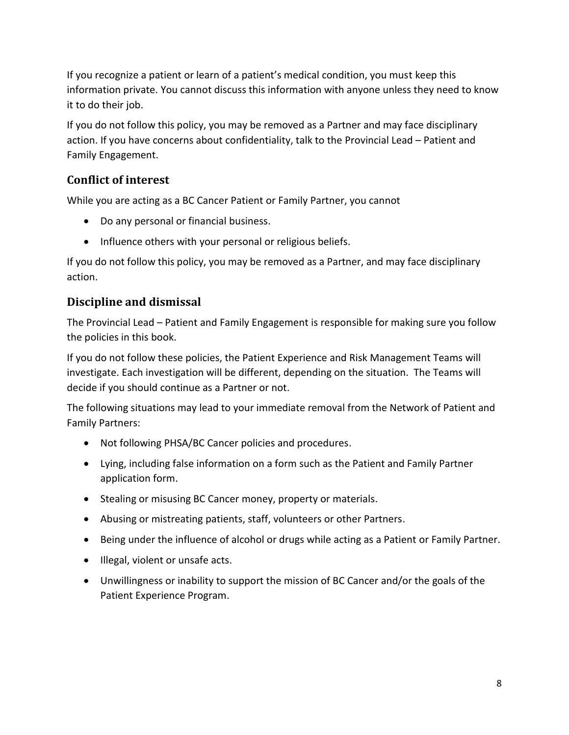If you recognize a patient or learn of a patient's medical condition, you must keep this information private. You cannot discuss this information with anyone unless they need to know it to do their job.

If you do not follow this policy, you may be removed as a Partner and may face disciplinary action. If you have concerns about confidentiality, talk to the Provincial Lead – Patient and Family Engagement.

## Conflict of interest

While you are acting as a BC Cancer Patient or Family Partner, you cannot

- Do any personal or financial business.
- Influence others with your personal or religious beliefs.

If you do not follow this policy, you may be removed as a Partner, and may face disciplinary action.

## Discipline and dismissal

The Provincial Lead – Patient and Family Engagement is responsible for making sure you follow the policies in this book.

If you do not follow these policies, the Patient Experience and Risk Management Teams will investigate. Each investigation will be different, depending on the situation. The Teams will decide if you should continue as a Partner or not.

The following situations may lead to your immediate removal from the Network of Patient and Family Partners:

- Not following PHSA/BC Cancer policies and procedures.
- Lying, including false information on a form such as the Patient and Family Partner application form.
- Stealing or misusing BC Cancer money, property or materials.
- Abusing or mistreating patients, staff, volunteers or other Partners.
- Being under the influence of alcohol or drugs while acting as a Patient or Family Partner.
- Illegal, violent or unsafe acts.
- Unwillingness or inability to support the mission of BC Cancer and/or the goals of the Patient Experience Program.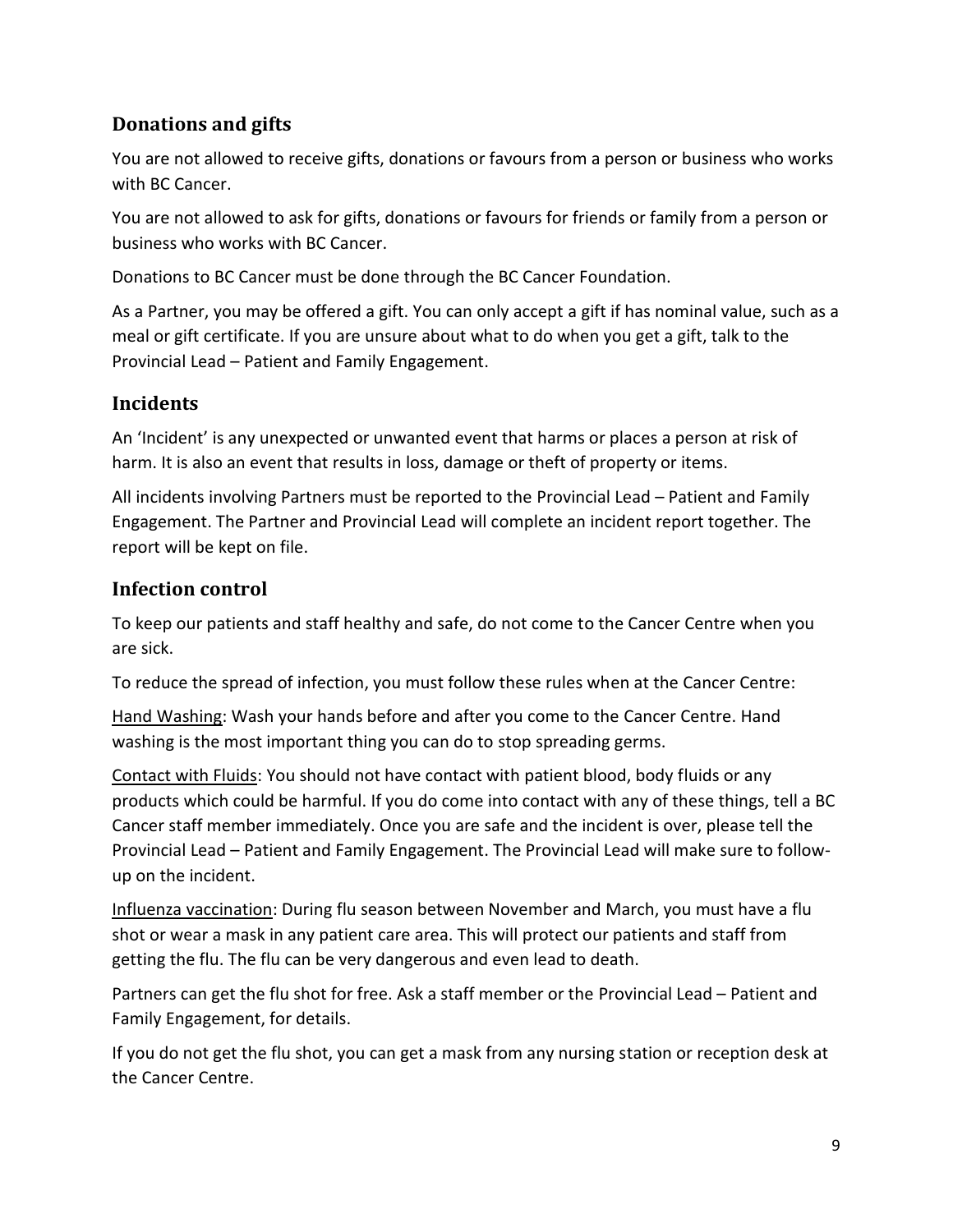## Donations and gifts

You are not allowed to receive gifts, donations or favours from a person or business who works with BC Cancer.

You are not allowed to ask for gifts, donations or favours for friends or family from a person or business who works with BC Cancer.

Donations to BC Cancer must be done through the BC Cancer Foundation.

As a Partner, you may be offered a gift. You can only accept a gift if has nominal value, such as a meal or gift certificate. If you are unsure about what to do when you get a gift, talk to the Provincial Lead – Patient and Family Engagement.

## Incidents

An 'Incident' is any unexpected or unwanted event that harms or places a person at risk of harm. It is also an event that results in loss, damage or theft of property or items.

All incidents involving Partners must be reported to the Provincial Lead – Patient and Family Engagement. The Partner and Provincial Lead will complete an incident report together. The report will be kept on file.

## Infection control

To keep our patients and staff healthy and safe, do not come to the Cancer Centre when you are sick.

To reduce the spread of infection, you must follow these rules when at the Cancer Centre:

<u>Hand Washing</u>: Wash your hands before and after you come to the Cancer Centre. Hand washing is the most important thing you can do to stop spreading germs.

<u>Contact with Fluids</u>: You should not have contact with patient blood, body fluids or any products which could be harmful. If you do come into contact with any of these things, tell a BC Cancer staff member immediately. Once you are safe and the incident is over, please tell the Provincial Lead – Patient and Family Engagement. The Provincial Lead will make sure to follow-up on the incident.

<u>Influenza vaccination</u>: During flu season between November and March, you must have a flu shot or wear a mask in any patient care area. This will protect our patients and staff from getting the flu. The flu can be very dangerous and even lead to death.

Partners can get the flu shot for free. Ask a staff member or the Provincial Lead – Patient and Family Engagement, for details.

If you do not get the flu shot, you can get a mask from any nursing station or reception desk at the Cancer Centre.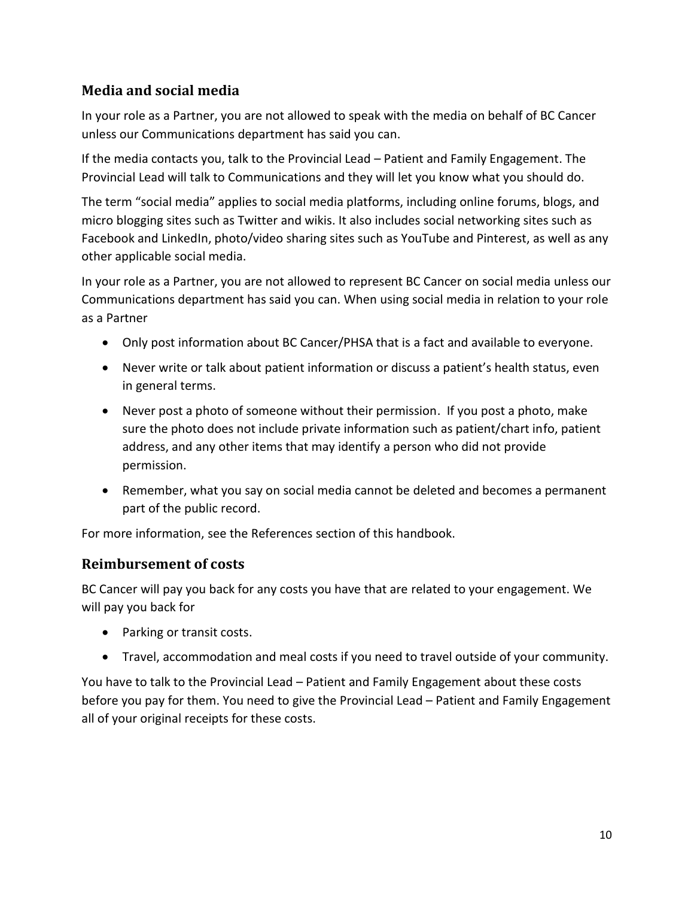## Media and social media

In your role as a Partner, you are not allowed to speak with the media on behalf of BC Cancer unless our Communications department has said you can.

If the media contacts you, talk to the Provincial Lead – Patient and Family Engagement. The Provincial Lead will talk to Communications and they will let you know what you should do.

The term “social media” applies to social media platforms, including online forums, blogs, and micro blogging sites such as Twitter and wikis. It also includes social networking sites such as Facebook and LinkedIn, photo/video sharing sites such as YouTube and Pinterest, as well as any other applicable social media.

In your role as a Partner, you are not allowed to represent BC Cancer on social media unless our Communications department has said you can. When using social media in relation to your role as a Partner

- Only post information about BC Cancer/PHSA that is a fact and available to everyone.
- Never write or talk about patient information or discuss a patient’s health status, even in general terms.
- Never post a photo of someone without their permission. If you post a photo, make sure the photo does not include private information such as patient/chart info, patient address, and any other items that may identify a person who did not provide permission.
- Remember, what you say on social media cannot be deleted and becomes a permanent part of the public record.

For more information, see the References section of this handbook.

## Reimbursement of costs

BC Cancer will pay you back for any costs you have that are related to your engagement. We will pay you back for

- Parking or transit costs.
- Travel, accommodation and meal costs if you need to travel outside of your community.

You have to talk to the Provincial Lead – Patient and Family Engagement about these costs before you pay for them. You need to give the Provincial Lead – Patient and Family Engagement all of your original receipts for these costs.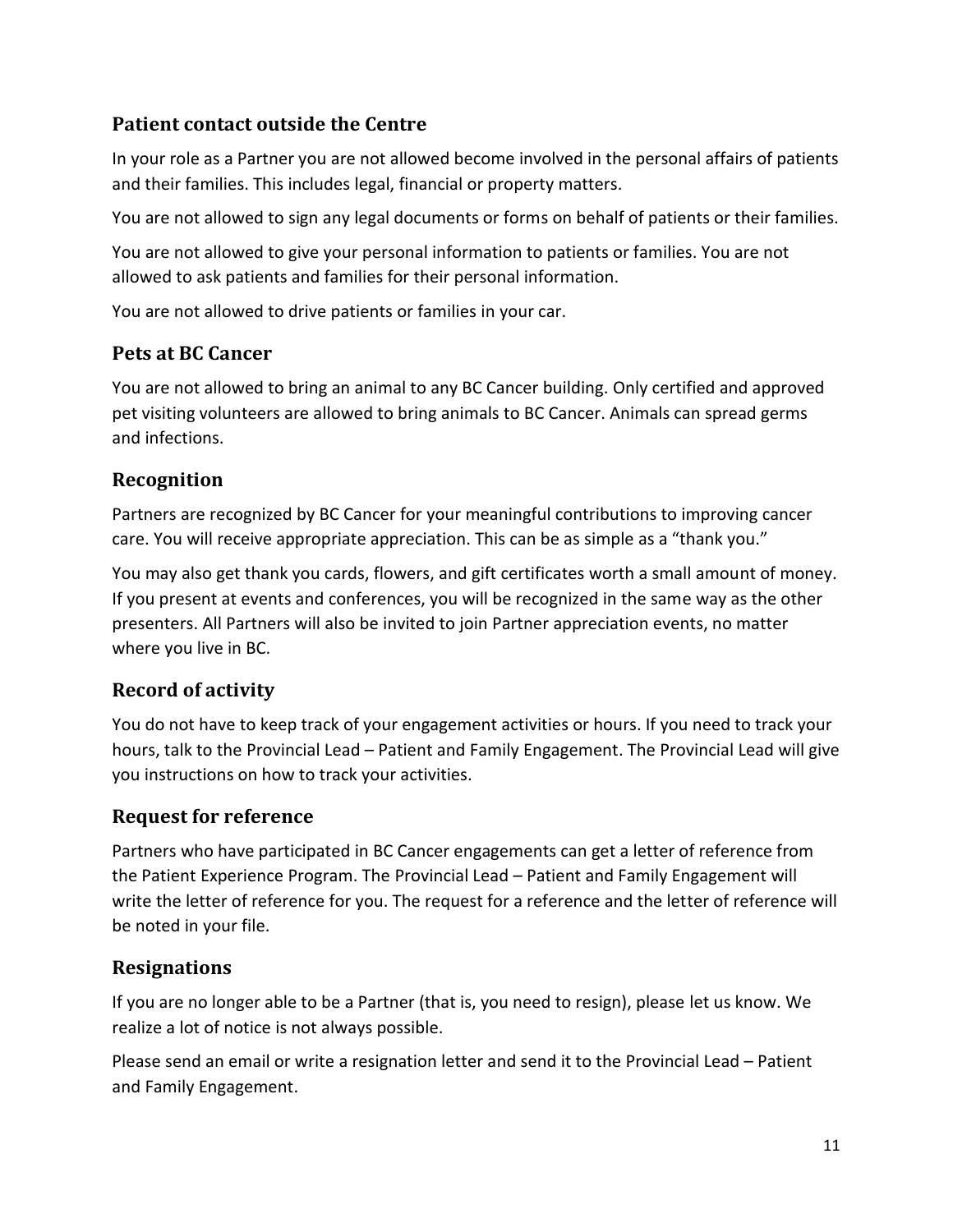## Patient contact outside the Centre

In your role as a Partner you are not allowed become involved in the personal affairs of patients and their families. This includes legal, financial or property matters.

You are not allowed to sign any legal documents or forms on behalf of patients or their families.

You are not allowed to give your personal information to patients or families. You are not allowed to ask patients and families for their personal information.

You are not allowed to drive patients or families in your car.

## Pets at BC Cancer

You are not allowed to bring an animal to any BC Cancer building. Only certified and approved pet visiting volunteers are allowed to bring animals to BC Cancer. Animals can spread germs and infections.

## Recognition

Partners are recognized by BC Cancer for your meaningful contributions to improving cancer care. You will receive appropriate appreciation. This can be as simple as a "thank you."

You may also get thank you cards, flowers, and gift certificates worth a small amount of money. If you present at events and conferences, you will be recognized in the same way as the other presenters. All Partners will also be invited to join Partner appreciation events, no matter where you live in BC.

## Record of activity

You do not have to keep track of your engagement activities or hours. If you need to track your hours, talk to the Provincial Lead – Patient and Family Engagement. The Provincial Lead will give you instructions on how to track your activities.

## Request for reference

Partners who have participated in BC Cancer engagements can get a letter of reference from the Patient Experience Program. The Provincial Lead – Patient and Family Engagement will write the letter of reference for you. The request for a reference and the letter of reference will be noted in your file.

## Resignations

If you are no longer able to be a Partner (that is, you need to resign), please let us know. We realize a lot of notice is not always possible.

Please send an email or write a resignation letter and send it to the Provincial Lead – Patient and Family Engagement.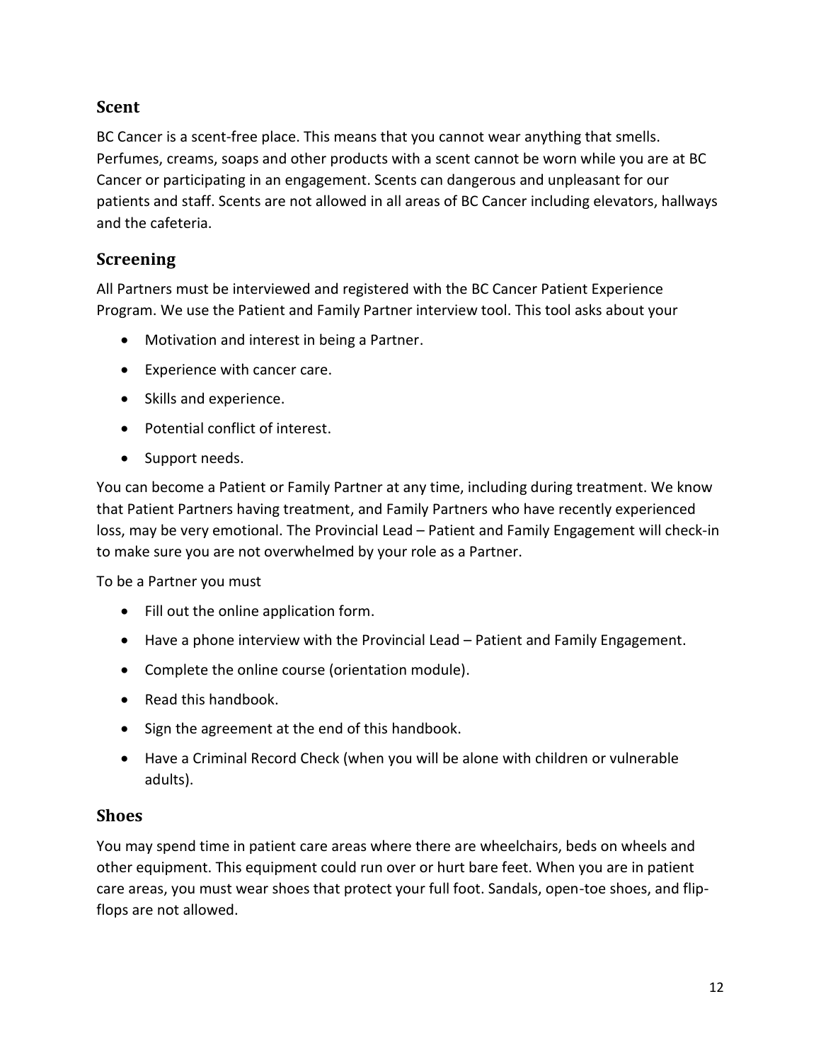## Scent

BC Cancer is a scent-free place. This means that you cannot wear anything that smells. Perfumes, creams, soaps and other products with a scent cannot be worn while you are at BC Cancer or participating in an engagement. Scents can dangerous and unpleasant for our patients and staff. Scents are not allowed in all areas of BC Cancer including elevators, hallways and the cafeteria.

## Screening

All Partners must be interviewed and registered with the BC Cancer Patient Experience Program. We use the Patient and Family Partner interview tool. This tool asks about your

- Motivation and interest in being a Partner.
- Experience with cancer care.
- Skills and experience.
- Potential conflict of interest.
- Support needs.

You can become a Patient or Family Partner at any time, including during treatment. We know that Patient Partners having treatment, and Family Partners who have recently experienced loss, may be very emotional. The Provincial Lead – Patient and Family Engagement will check-in to make sure you are not overwhelmed by your role as a Partner.

To be a Partner you must

- Fill out the online application form.
- Have a phone interview with the Provincial Lead – Patient and Family Engagement.
- Complete the online course (orientation module).
- Read this handbook.
- Sign the agreement at the end of this handbook.
- Have a Criminal Record Check (when you will be alone with children or vulnerable adults).

## Shoes

You may spend time in patient care areas where there are wheelchairs, beds on wheels and other equipment. This equipment could run over or hurt bare feet. When you are in patient care areas, you must wear shoes that protect your full foot. Sandals, open-toe shoes, and flip-flops are not allowed.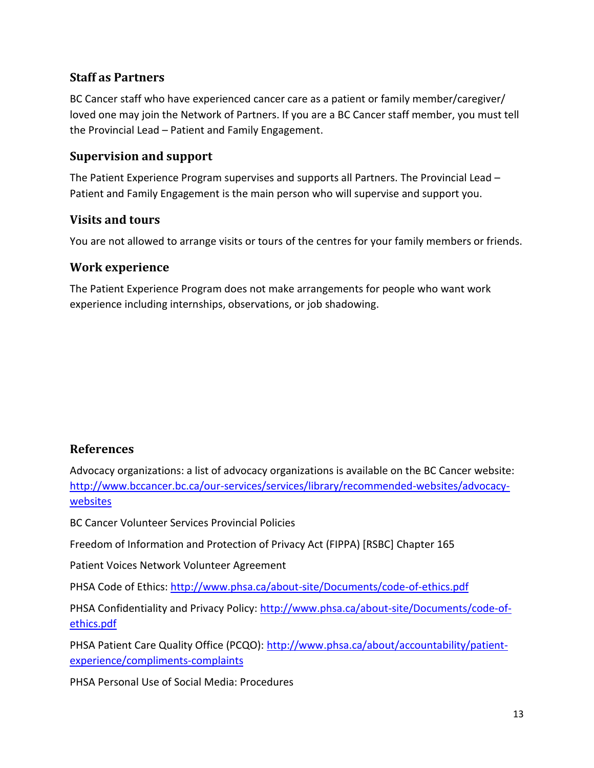## Staff as Partners

BC Cancer staff who have experienced cancer care as a patient or family member/caregiver/ loved one may join the Network of Partners. If you are a BC Cancer staff member, you must tell the Provincial Lead – Patient and Family Engagement.

## Supervision and support

The Patient Experience Program supervises and supports all Partners. The Provincial Lead – Patient and Family Engagement is the main person who will supervise and support you.

## Visits and tours

You are not allowed to arrange visits or tours of the centres for your family members or friends.

## Work experience

The Patient Experience Program does not make arrangements for people who want work experience including internships, observations, or job shadowing.

## References

Advocacy organizations: a list of advocacy organizations is available on the BC Cancer website: [http://www.bccancer.bc.ca/our-services/services/library/recommended-websites/advocacy-websites](http://www.bccancer.bc.ca/our-services/services/library/recommended-websites/advocacy-websites)

BC Cancer Volunteer Services Provincial Policies

Freedom of Information and Protection of Privacy Act (FIPPA) [RSBC] Chapter 165

Patient Voices Network Volunteer Agreement

PHSA Code of Ethics: [http://www.phsa.ca/about-site/Documents/code-of-ethics.pdf](http://www.phsa.ca/about-site/Documents/code-of-ethics.pdf)

PHSA Confidentiality and Privacy Policy: [http://www.phsa.ca/about-site/Documents/code-of-ethics.pdf](http://www.phsa.ca/about-site/Documents/code-of-ethics.pdf)

PHSA Patient Care Quality Office (PCQO): [http://www.phsa.ca/about/accountability/patient-experience/compliments-complaints](http://www.phsa.ca/about/accountability/patient-experience/compliments-complaints)

PHSA Personal Use of Social Media: Procedures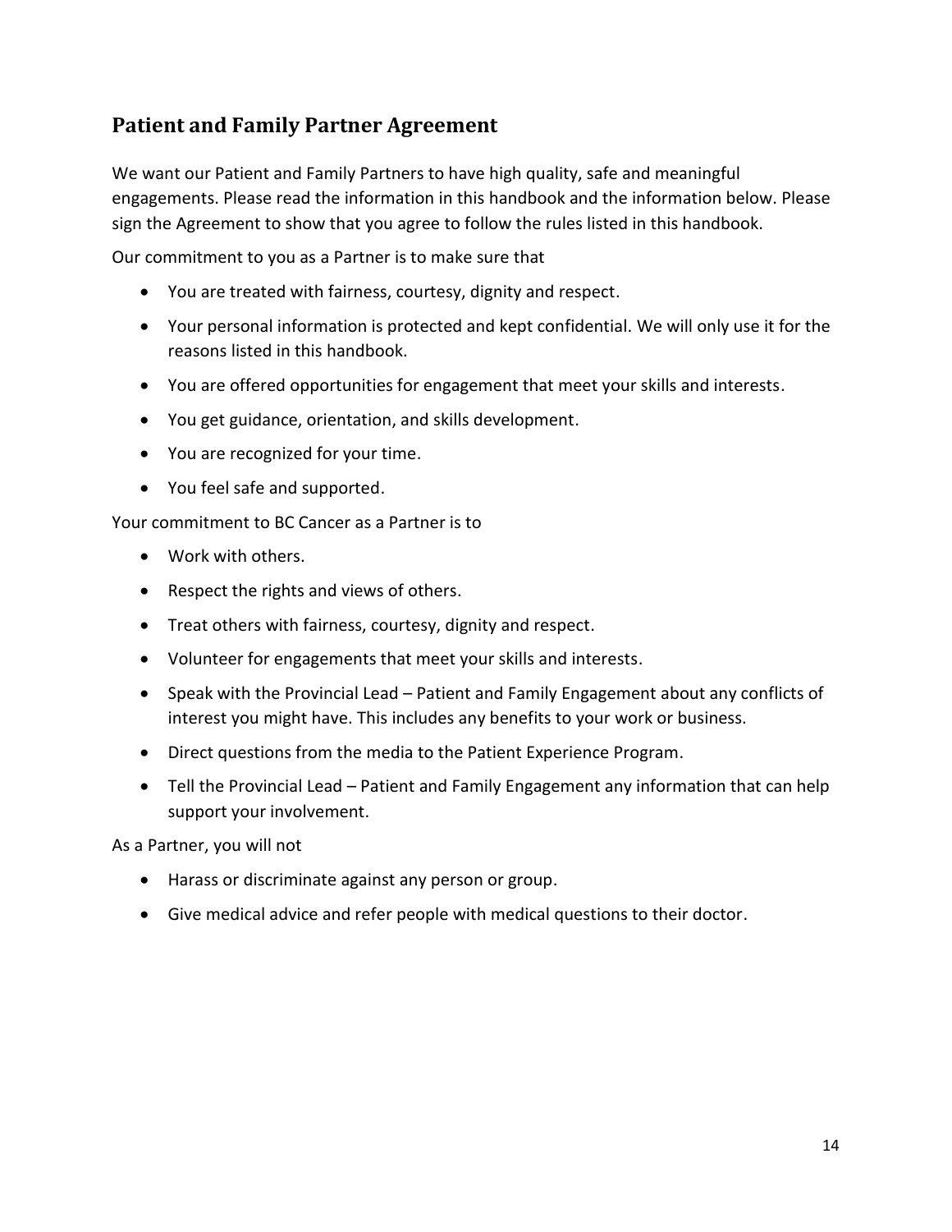## Patient and Family Partner Agreement

We want our Patient and Family Partners to have high quality, safe and meaningful engagements. Please read the information in this handbook and the information below. Please sign the Agreement to show that you agree to follow the rules listed in this handbook.

Our commitment to you as a Partner is to make sure that

- You are treated with fairness, courtesy, dignity and respect.
- Your personal information is protected and kept confidential. We will only use it for the reasons listed in this handbook.
- You are offered opportunities for engagement that meet your skills and interests.
- You get guidance, orientation, and skills development.
- You are recognized for your time.
- You feel safe and supported.

Your commitment to BC Cancer as a Partner is to

- Work with others.
- Respect the rights and views of others.
- Treat others with fairness, courtesy, dignity and respect.
- Volunteer for engagements that meet your skills and interests.
- Speak with the Provincial Lead – Patient and Family Engagement about any conflicts of interest you might have. This includes any benefits to your work or business.
- Direct questions from the media to the Patient Experience Program.
- Tell the Provincial Lead – Patient and Family Engagement any information that can help support your involvement.

As a Partner, you will not

- Harass or discriminate against any person or group.
- Give medical advice and refer people with medical questions to their doctor.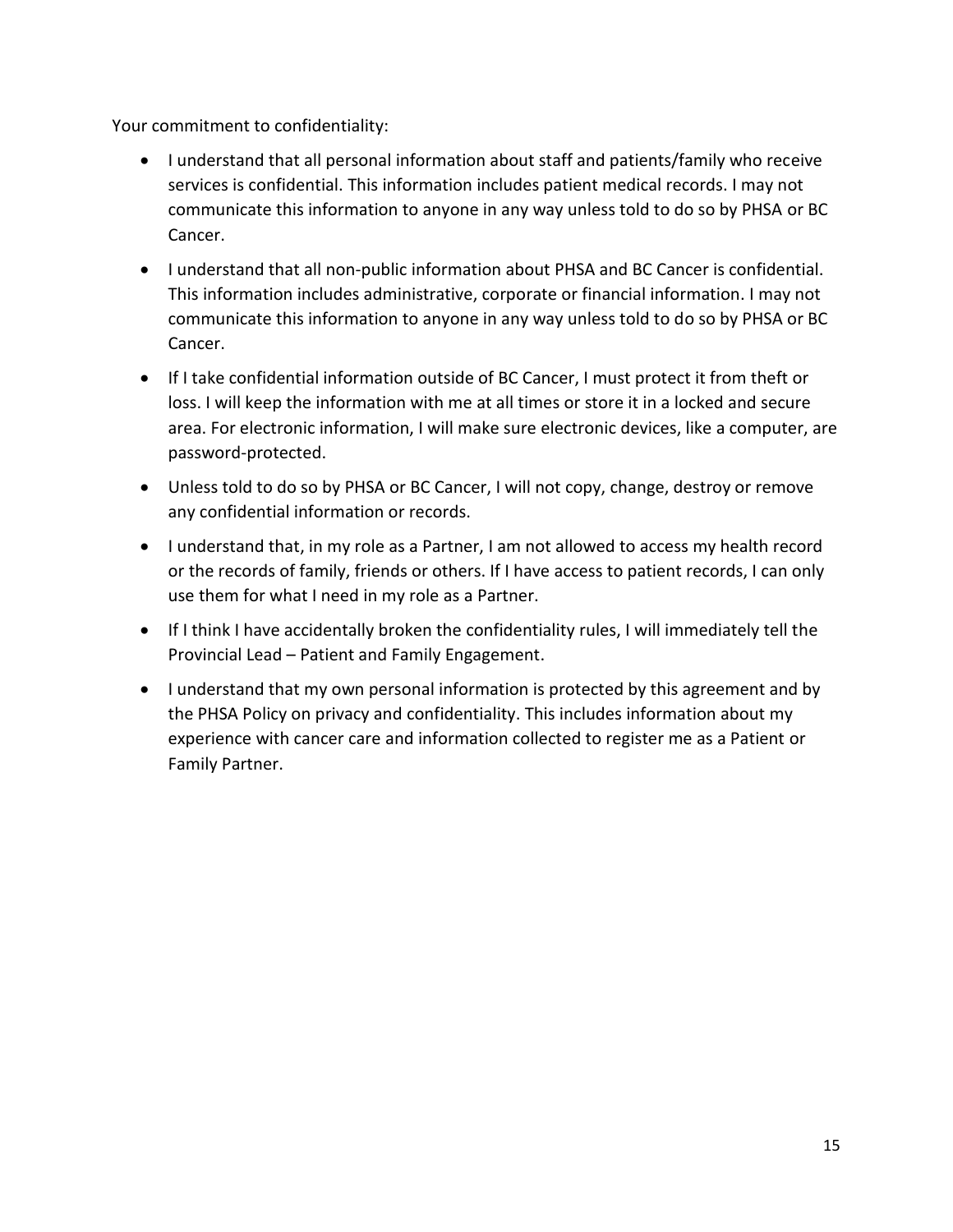Your commitment to confidentiality:

- I understand that all personal information about staff and patients/family who receive services is confidential. This information includes patient medical records. I may not communicate this information to anyone in any way unless told to do so by PHSA or BC Cancer.
- I understand that all non-public information about PHSA and BC Cancer is confidential. This information includes administrative, corporate or financial information. I may not communicate this information to anyone in any way unless told to do so by PHSA or BC Cancer.
- If I take confidential information outside of BC Cancer, I must protect it from theft or loss. I will keep the information with me at all times or store it in a locked and secure area. For electronic information, I will make sure electronic devices, like a computer, are password-protected.
- Unless told to do so by PHSA or BC Cancer, I will not copy, change, destroy or remove any confidential information or records.
- I understand that, in my role as a Partner, I am not allowed to access my health record or the records of family, friends or others. If I have access to patient records, I can only use them for what I need in my role as a Partner.
- If I think I have accidentally broken the confidentiality rules, I will immediately tell the Provincial Lead – Patient and Family Engagement.
- I understand that my own personal information is protected by this agreement and by the PHSA Policy on privacy and confidentiality. This includes information about my experience with cancer care and information collected to register me as a Patient or Family Partner.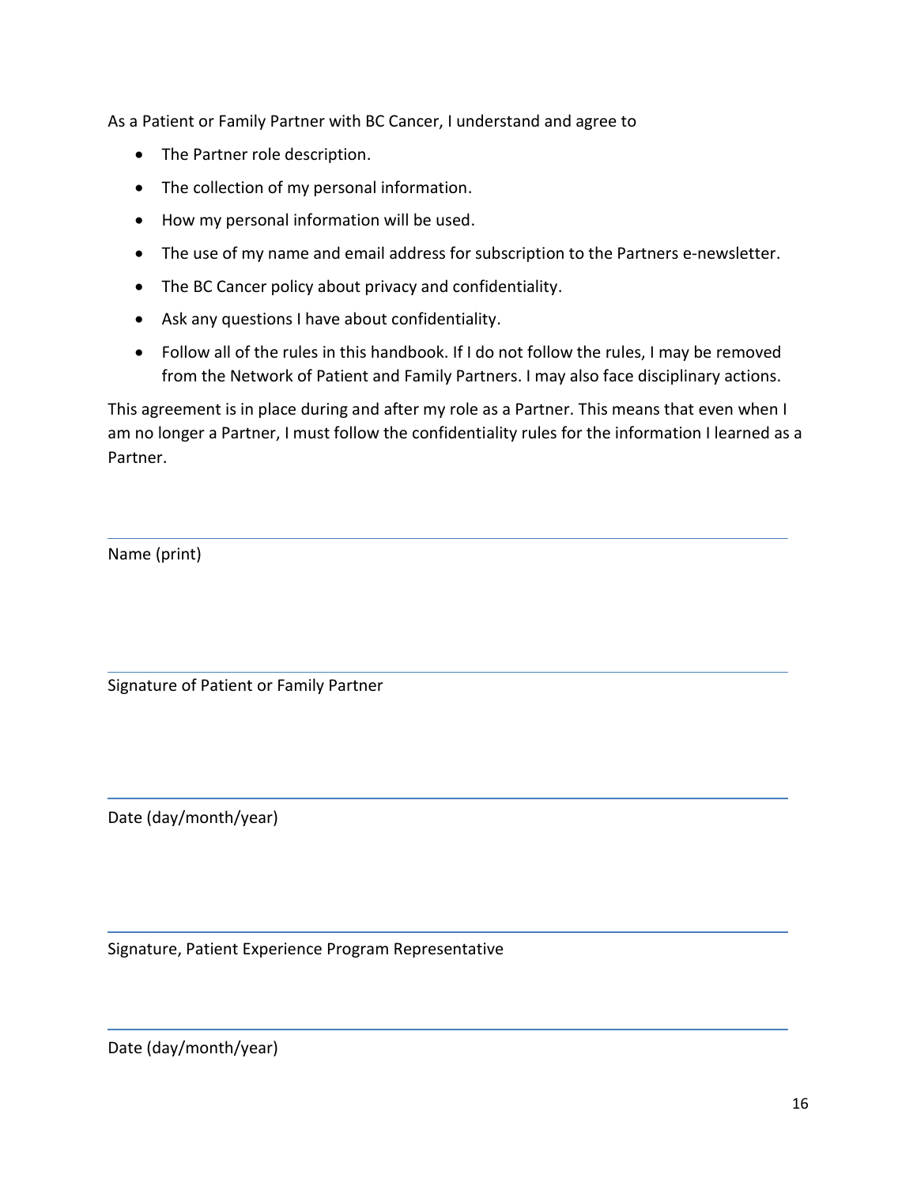As a Patient or Family Partner with BC Cancer, I understand and agree to

- The Partner role description.
- The collection of my personal information.
- How my personal information will be used.
- The use of my name and email address for subscription to the Partners e-newsletter.
- The BC Cancer policy about privacy and confidentiality.
- Ask any questions I have about confidentiality.
- Follow all of the rules in this handbook. If I do not follow the rules, I may be removed from the Network of Patient and Family Partners. I may also face disciplinary actions.

This agreement is in place during and after my role as a Partner. This means that even when I am no longer a Partner, I must follow the confidentiality rules for the information I learned as a Partner.

\_\_\_\_\_\_\_\_\_\_\_\_\_\_\_\_\_\_\_\_\_\_\_\_\_\_\_\_\_\_\_\_\_\_\_\_\_\_\_\_

Name (print)

\_\_\_\_\_\_\_\_\_\_\_\_\_\_\_\_\_\_\_\_\_\_\_\_\_\_\_\_\_\_\_\_\_\_\_\_\_\_\_\_

Signature of Patient or Family Partner

\_\_\_\_\_\_\_\_\_\_\_\_\_\_\_\_\_\_\_\_\_\_\_\_\_\_\_\_\_\_\_\_\_\_\_\_\_\_\_\_

Date (day/month/year)

\_\_\_\_\_\_\_\_\_\_\_\_\_\_\_\_\_\_\_\_\_\_\_\_\_\_\_\_\_\_\_\_\_\_\_\_\_\_\_\_

Signature, Patient Experience Program Representative

\_\_\_\_\_\_\_\_\_\_\_\_\_\_\_\_\_\_\_\_\_\_\_\_\_\_\_\_\_\_\_\_\_\_\_\_\_\_\_\_

Date (day/month/year)